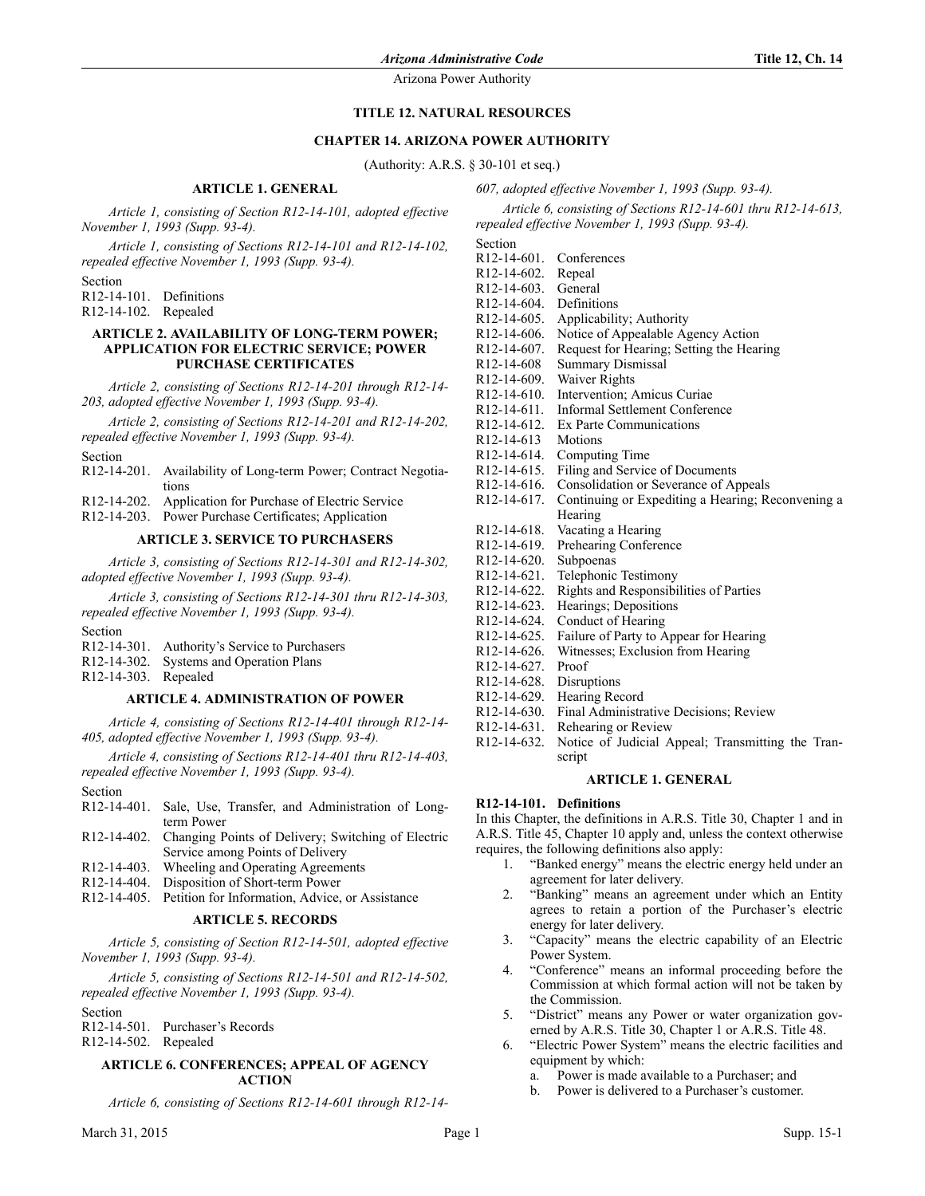# TITLE 12. NATURAL RESOURCES

## CHAPTER 14. ARIZONA POWER AUTHORITY

(Authority: A.R.S. § 30-101 et seq.)

### ARTICLE 1. GENERAL

*Article 1, consisting of Section R12-14-101, adopted effective November 1, 1993 (Supp. 93-4).*

*Article 1, consisting of Sections R12-14-101 and R12-14-102, repealed effective November 1, 1993 (Supp. 93-4).*

Section
R12-14-101. Definitions
R12-14-102. Repealed

### ARTICLE 2. AVAILABILITY OF LONG-TERM POWER; APPLICATION FOR ELECTRIC SERVICE; POWER PURCHASE CERTIFICATES

*Article 2, consisting of Sections R12-14-201 through R12-14-203, adopted effective November 1, 1993 (Supp. 93-4).*

*Article 2, consisting of Sections R12-14-201 and R12-14-202, repealed effective November 1, 1993 (Supp. 93-4).*

Section
R12-14-201. Availability of Long-term Power; Contract Negotiations
R12-14-202. Application for Purchase of Electric Service
R12-14-203. Power Purchase Certificates; Application

### ARTICLE 3. SERVICE TO PURCHASERS

*Article 3, consisting of Sections R12-14-301 and R12-14-302, adopted effective November 1, 1993 (Supp. 93-4).*

*Article 3, consisting of Sections R12-14-301 thru R12-14-303, repealed effective November 1, 1993 (Supp. 93-4).*

Section
R12-14-301. Authority's Service to Purchasers
R12-14-302. Systems and Operation Plans
R12-14-303. Repealed

### ARTICLE 4. ADMINISTRATION OF POWER

*Article 4, consisting of Sections R12-14-401 through R12-14-405, adopted effective November 1, 1993 (Supp. 93-4).*

*Article 4, consisting of Sections R12-14-401 thru R12-14-403, repealed effective November 1, 1993 (Supp. 93-4).*

Section
R12-14-401. Sale, Use, Transfer, and Administration of Long-term Power
R12-14-402. Changing Points of Delivery; Switching of Electric Service among Points of Delivery
R12-14-403. Wheeling and Operating Agreements
R12-14-404. Disposition of Short-term Power
R12-14-405. Petition for Information, Advice, or Assistance

### ARTICLE 5. RECORDS

*Article 5, consisting of Section R12-14-501, adopted effective November 1, 1993 (Supp. 93-4).*

*Article 5, consisting of Sections R12-14-501 and R12-14-502, repealed effective November 1, 1993 (Supp. 93-4).*

Section
R12-14-501. Purchaser's Records
R12-14-502. Repealed

### ARTICLE 6. CONFERENCES; APPEAL OF AGENCY ACTION

*Article 6, consisting of Sections R12-14-601 through R12-14-607, adopted effective November 1, 1993 (Supp. 93-4).*

*Article 6, consisting of Sections R12-14-601 thru R12-14-613, repealed effective November 1, 1993 (Supp. 93-4).*

Section
R12-14-601. Conferences
R12-14-602. Repeal
R12-14-603. General
R12-14-604. Definitions
R12-14-605. Applicability; Authority
R12-14-606. Notice of Appealable Agency Action
R12-14-607. Request for Hearing; Setting the Hearing
R12-14-608 Summary Dismissal
R12-14-609. Waiver Rights
R12-14-610. Intervention; Amicus Curiae
R12-14-611. Informal Settlement Conference
R12-14-612. Ex Parte Communications
R12-14-613 Motions
R12-14-614. Computing Time
R12-14-615. Filing and Service of Documents
R12-14-616. Consolidation or Severance of Appeals
R12-14-617. Continuing or Expediting a Hearing; Reconvening a Hearing
R12-14-618. Vacating a Hearing
R12-14-619. Prehearing Conference
R12-14-620. Subpoenas
R12-14-621. Telephonic Testimony
R12-14-622. Rights and Responsibilities of Parties
R12-14-623. Hearings; Depositions
R12-14-624. Conduct of Hearing
R12-14-625. Failure of Party to Appear for Hearing
R12-14-626. Witnesses; Exclusion from Hearing
R12-14-627. Proof
R12-14-628. Disruptions
R12-14-629. Hearing Record
R12-14-630. Final Administrative Decisions; Review
R12-14-631. Rehearing or Review
R12-14-632. Notice of Judicial Appeal; Transmitting the Transcript

### ARTICLE 1. GENERAL

**R12-14-101. Definitions**

In this Chapter, the definitions in A.R.S. Title 30, Chapter 1 and in A.R.S. Title 45, Chapter 10 apply and, unless the context otherwise requires, the following definitions also apply:

1. "Banked energy" means the electric energy held under an agreement for later delivery.
2. "Banking" means an agreement under which an Entity agrees to retain a portion of the Purchaser's electric energy for later delivery.
3. "Capacity" means the electric capability of an Electric Power System.
4. "Conference" means an informal proceeding before the Commission at which formal action will not be taken by the Commission.
5. "District" means any Power or water organization governed by A.R.S. Title 30, Chapter 1 or A.R.S. Title 48.
6. "Electric Power System" means the electric facilities and equipment by which:
   a. Power is made available to a Purchaser; and
   b. Power is delivered to a Purchaser's customer.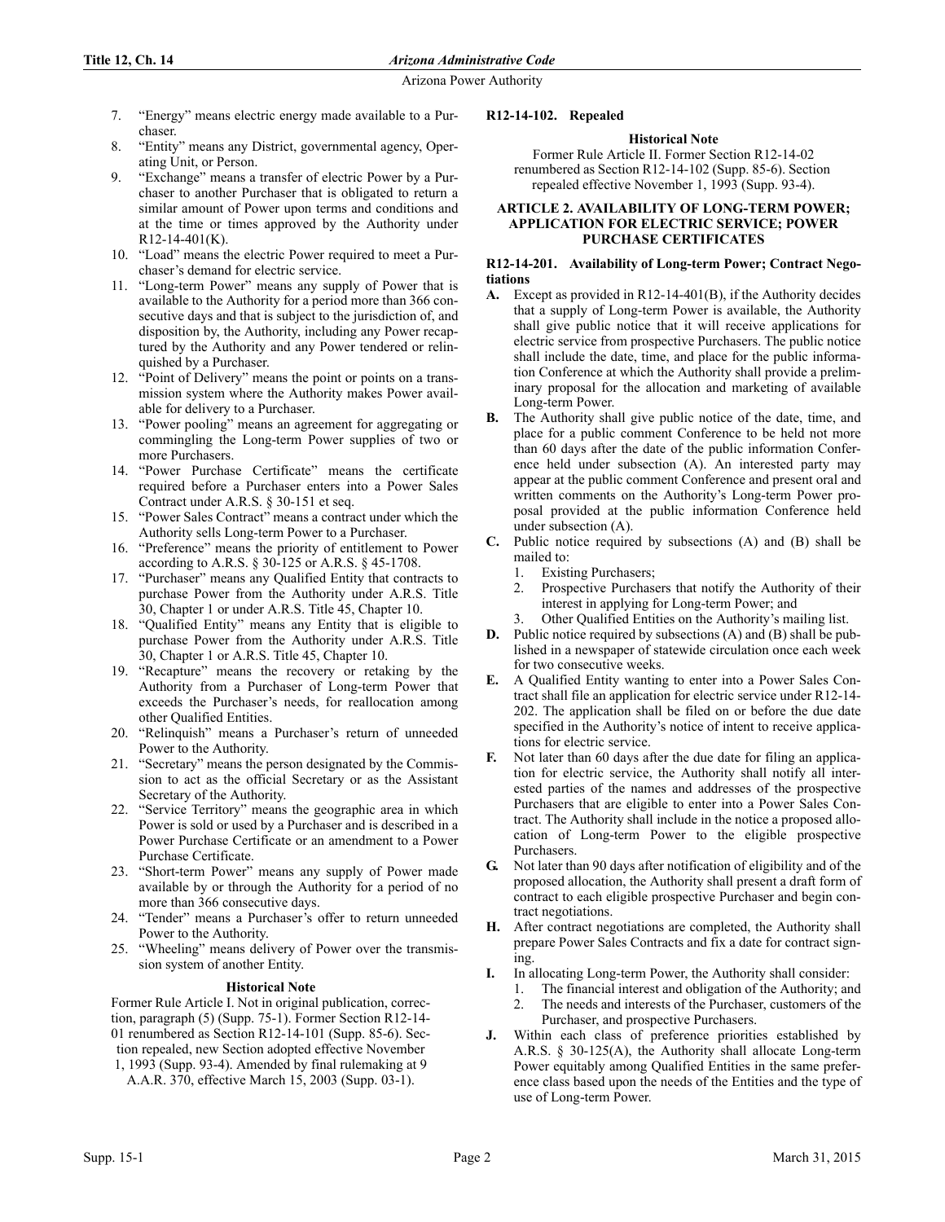7. "Energy" means electric energy made available to a Purchaser.
8. "Entity" means any District, governmental agency, Operating Unit, or Person.
9. "Exchange" means a transfer of electric Power by a Purchaser to another Purchaser that is obligated to return a similar amount of Power upon terms and conditions and at the time or times approved by the Authority under R12-14-401(K).
10. "Load" means the electric Power required to meet a Purchaser's demand for electric service.
11. "Long-term Power" means any supply of Power that is available to the Authority for a period more than 366 consecutive days and that is subject to the jurisdiction of, and disposition by, the Authority, including any Power recaptured by the Authority and any Power tendered or relinquished by a Purchaser.
12. "Point of Delivery" means the point or points on a transmission system where the Authority makes Power available for delivery to a Purchaser.
13. "Power pooling" means an agreement for aggregating or commingling the Long-term Power supplies of two or more Purchasers.
14. "Power Purchase Certificate" means the certificate required before a Purchaser enters into a Power Sales Contract under A.R.S. § 30-151 et seq.
15. "Power Sales Contract" means a contract under which the Authority sells Long-term Power to a Purchaser.
16. "Preference" means the priority of entitlement to Power according to A.R.S. § 30-125 or A.R.S. § 45-1708.
17. "Purchaser" means any Qualified Entity that contracts to purchase Power from the Authority under A.R.S. Title 30, Chapter 1 or under A.R.S. Title 45, Chapter 10.
18. "Qualified Entity" means any Entity that is eligible to purchase Power from the Authority under A.R.S. Title 30, Chapter 1 or A.R.S. Title 45, Chapter 10.
19. "Recapture" means the recovery or retaking by the Authority from a Purchaser of Long-term Power that exceeds the Purchaser's needs, for reallocation among other Qualified Entities.
20. "Relinquish" means a Purchaser's return of unneeded Power to the Authority.
21. "Secretary" means the person designated by the Commission to act as the official Secretary or as the Assistant Secretary of the Authority.
22. "Service Territory" means the geographic area in which Power is sold or used by a Purchaser and is described in a Power Purchase Certificate or an amendment to a Power Purchase Certificate.
23. "Short-term Power" means any supply of Power made available by or through the Authority for a period of no more than 366 consecutive days.
24. "Tender" means a Purchaser's offer to return unneeded Power to the Authority.
25. "Wheeling" means delivery of Power over the transmission system of another Entity.

**Historical Note**

Former Rule Article I. Not in original publication, correction, paragraph (5) (Supp. 75-1). Former Section R12-14-01 renumbered as Section R12-14-101 (Supp. 85-6). Section repealed, new Section adopted effective November 1, 1993 (Supp. 93-4). Amended by final rulemaking at 9 A.A.R. 370, effective March 15, 2003 (Supp. 03-1).

**R12-14-102. Repealed**

**Historical Note**

Former Rule Article II. Former Section R12-14-02 renumbered as Section R12-14-102 (Supp. 85-6). Section repealed effective November 1, 1993 (Supp. 93-4).

## ARTICLE 2. AVAILABILITY OF LONG-TERM POWER; APPLICATION FOR ELECTRIC SERVICE; POWER PURCHASE CERTIFICATES

**R12-14-201. Availability of Long-term Power; Contract Negotiations**

**A.** Except as provided in R12-14-401(B), if the Authority decides that a supply of Long-term Power is available, the Authority shall give public notice that it will receive applications for electric service from prospective Purchasers. The public notice shall include the date, time, and place for the public information Conference at which the Authority shall provide a preliminary proposal for the allocation and marketing of available Long-term Power.

**B.** The Authority shall give public notice of the date, time, and place for a public comment Conference to be held not more than 60 days after the date of the public information Conference held under subsection (A). An interested party may appear at the public comment Conference and present oral and written comments on the Authority's Long-term Power proposal provided at the public information Conference held under subsection (A).

**C.** Public notice required by subsections (A) and (B) shall be mailed to:
1. Existing Purchasers;
2. Prospective Purchasers that notify the Authority of their interest in applying for Long-term Power; and
3. Other Qualified Entities on the Authority's mailing list.

**D.** Public notice required by subsections (A) and (B) shall be published in a newspaper of statewide circulation once each week for two consecutive weeks.

**E.** A Qualified Entity wanting to enter into a Power Sales Contract shall file an application for electric service under R12-14-202. The application shall be filed on or before the due date specified in the Authority's notice of intent to receive applications for electric service.

**F.** Not later than 60 days after the due date for filing an application for electric service, the Authority shall notify all interested parties of the names and addresses of the prospective Purchasers that are eligible to enter into a Power Sales Contract. The Authority shall include in the notice a proposed allocation of Long-term Power to the eligible prospective Purchasers.

**G.** Not later than 90 days after notification of eligibility and of the proposed allocation, the Authority shall present a draft form of contract to each eligible prospective Purchaser and begin contract negotiations.

**H.** After contract negotiations are completed, the Authority shall prepare Power Sales Contracts and fix a date for contract signing.

**I.** In allocating Long-term Power, the Authority shall consider:
1. The financial interest and obligation of the Authority; and
2. The needs and interests of the Purchaser, customers of the Purchaser, and prospective Purchasers.

**J.** Within each class of preference priorities established by A.R.S. § 30-125(A), the Authority shall allocate Long-term Power equitably among Qualified Entities in the same preference class based upon the needs of the Entities and the type of use of Long-term Power.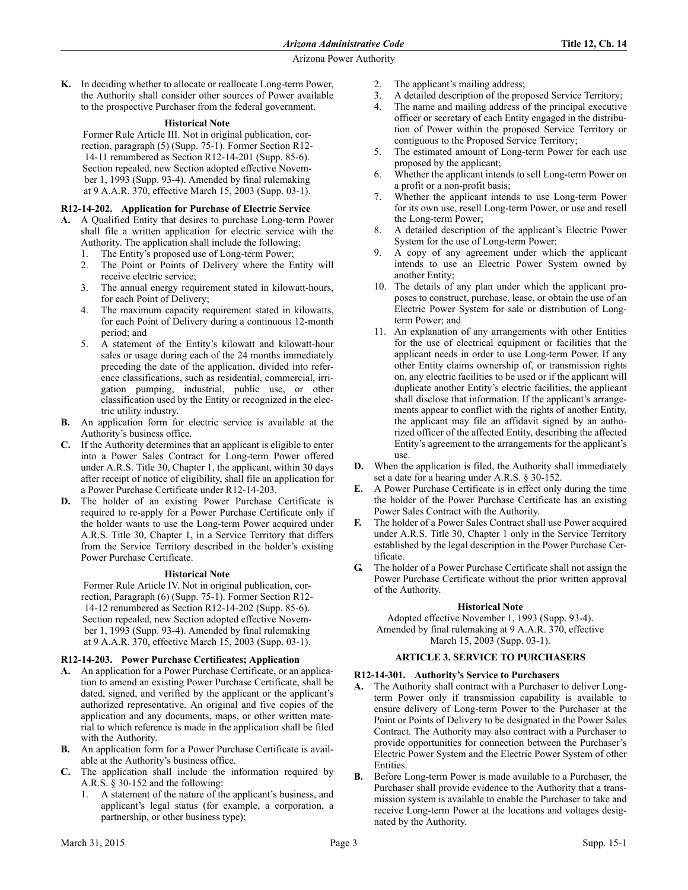**K.** In deciding whether to allocate or reallocate Long-term Power, the Authority shall consider other sources of Power available to the prospective Purchaser from the federal government.

**Historical Note**

Former Rule Article III. Not in original publication, correction, paragraph (5) (Supp. 75-1). Former Section R12-14-11 renumbered as Section R12-14-201 (Supp. 85-6). Section repealed, new Section adopted effective November 1, 1993 (Supp. 93-4). Amended by final rulemaking at 9 A.A.R. 370, effective March 15, 2003 (Supp. 03-1).

### R12-14-202. Application for Purchase of Electric Service

**A.** A Qualified Entity that desires to purchase Long-term Power shall file a written application for electric service with the Authority. The application shall include the following:
1. The Entity's proposed use of Long-term Power;
2. The Point or Points of Delivery where the Entity will receive electric service;
3. The annual energy requirement stated in kilowatt-hours, for each Point of Delivery;
4. The maximum capacity requirement stated in kilowatts, for each Point of Delivery during a continuous 12-month period; and
5. A statement of the Entity's kilowatt and kilowatt-hour sales or usage during each of the 24 months immediately preceding the date of the application, divided into reference classifications, such as residential, commercial, irrigation pumping, industrial, public use, or other classification used by the Entity or recognized in the electric utility industry.

**B.** An application form for electric service is available at the Authority's business office.

**C.** If the Authority determines that an applicant is eligible to enter into a Power Sales Contract for Long-term Power offered under A.R.S. Title 30, Chapter 1, the applicant, within 30 days after receipt of notice of eligibility, shall file an application for a Power Purchase Certificate under R12-14-203.

**D.** The holder of an existing Power Purchase Certificate is required to re-apply for a Power Purchase Certificate only if the holder wants to use the Long-term Power acquired under A.R.S. Title 30, Chapter 1, in a Service Territory that differs from the Service Territory described in the holder's existing Power Purchase Certificate.

**Historical Note**

Former Rule Article IV. Not in original publication, correction, Paragraph (6) (Supp. 75-1). Former Section R12-14-12 renumbered as Section R12-14-202 (Supp. 85-6). Section repealed, new Section adopted effective November 1, 1993 (Supp. 93-4). Amended by final rulemaking at 9 A.A.R. 370, effective March 15, 2003 (Supp. 03-1).

### R12-14-203. Power Purchase Certificates; Application

**A.** An application for a Power Purchase Certificate, or an application to amend an existing Power Purchase Certificate, shall be dated, signed, and verified by the applicant or the applicant's authorized representative. An original and five copies of the application and any documents, maps, or other written material to which reference is made in the application shall be filed with the Authority.

**B.** An application form for a Power Purchase Certificate is available at the Authority's business office.

**C.** The application shall include the information required by A.R.S. § 30-152 and the following:
1. A statement of the nature of the applicant's business, and applicant's legal status (for example, a corporation, a partnership, or other business type);
2. The applicant's mailing address;
3. A detailed description of the proposed Service Territory;
4. The name and mailing address of the principal executive officer or secretary of each Entity engaged in the distribution of Power within the proposed Service Territory or contiguous to the Proposed Service Territory;
5. The estimated amount of Long-term Power for each use proposed by the applicant;
6. Whether the applicant intends to sell Long-term Power on a profit or a non-profit basis;
7. Whether the applicant intends to use Long-term Power for its own use, resell Long-term Power, or use and resell the Long-term Power;
8. A detailed description of the applicant's Electric Power System for the use of Long-term Power;
9. A copy of any agreement under which the applicant intends to use an Electric Power System owned by another Entity;
10. The details of any plan under which the applicant proposes to construct, purchase, lease, or obtain the use of an Electric Power System for sale or distribution of Long-term Power; and
11. An explanation of any arrangements with other Entities for the use of electrical equipment or facilities that the applicant needs in order to use Long-term Power. If any other Entity claims ownership of, or transmission rights on, any electric facilities to be used or if the applicant will duplicate another Entity's electric facilities, the applicant shall disclose that information. If the applicant's arrangements appear to conflict with the rights of another Entity, the applicant may file an affidavit signed by an authorized officer of the affected Entity, describing the affected Entity's agreement to the arrangements for the applicant's use.

**D.** When the application is filed, the Authority shall immediately set a date for a hearing under A.R.S. § 30-152.

**E.** A Power Purchase Certificate is in effect only during the time the holder of the Power Purchase Certificate has an existing Power Sales Contract with the Authority.

**F.** The holder of a Power Sales Contract shall use Power acquired under A.R.S. Title 30, Chapter 1 only in the Service Territory established by the legal description in the Power Purchase Certificate.

**G.** The holder of a Power Purchase Certificate shall not assign the Power Purchase Certificate without the prior written approval of the Authority.

**Historical Note**

Adopted effective November 1, 1993 (Supp. 93-4). Amended by final rulemaking at 9 A.A.R. 370, effective March 15, 2003 (Supp. 03-1).

## ARTICLE 3. SERVICE TO PURCHASERS

### R12-14-301. Authority's Service to Purchasers

**A.** The Authority shall contract with a Purchaser to deliver Long-term Power only if transmission capability is available to ensure delivery of Long-term Power to the Purchaser at the Point or Points of Delivery to be designated in the Power Sales Contract. The Authority may also contract with a Purchaser to provide opportunities for connection between the Purchaser's Electric Power System and the Electric Power System of other Entities.

**B.** Before Long-term Power is made available to a Purchaser, the Purchaser shall provide evidence to the Authority that a transmission system is available to enable the Purchaser to take and receive Long-term Power at the locations and voltages designated by the Authority.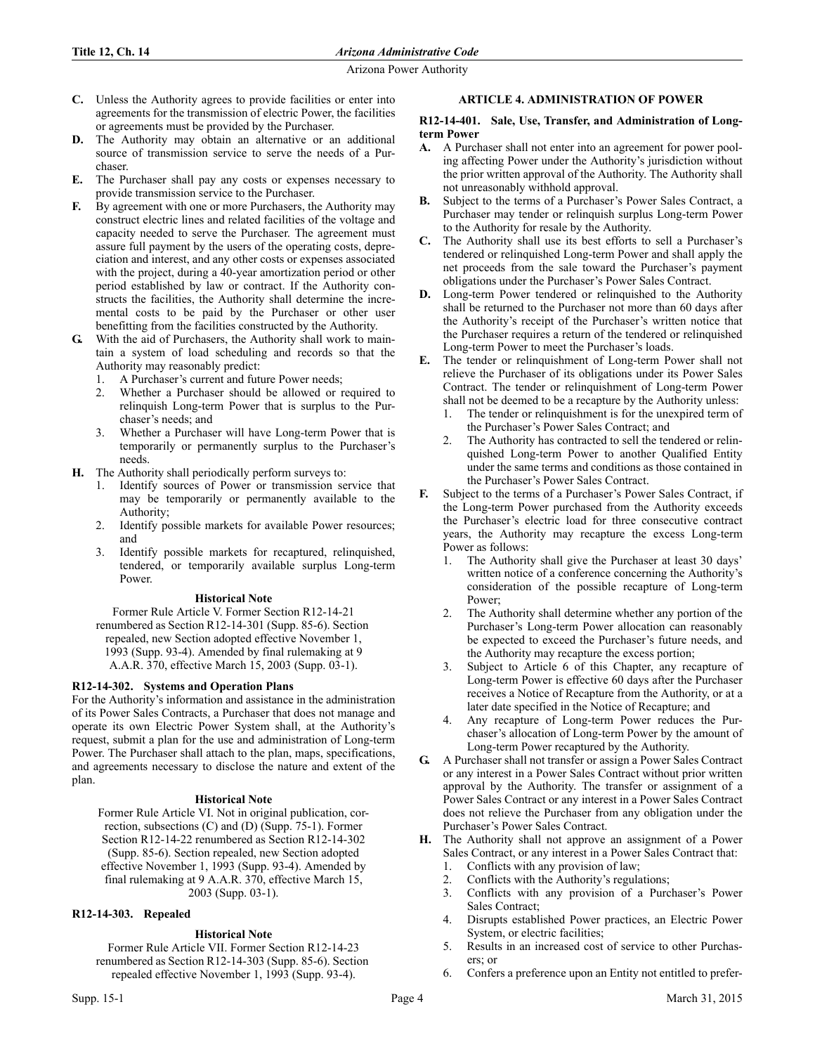**C.** Unless the Authority agrees to provide facilities or enter into agreements for the transmission of electric Power, the facilities or agreements must be provided by the Purchaser.

**D.** The Authority may obtain an alternative or an additional source of transmission service to serve the needs of a Purchaser.

**E.** The Purchaser shall pay any costs or expenses necessary to provide transmission service to the Purchaser.

**F.** By agreement with one or more Purchasers, the Authority may construct electric lines and related facilities of the voltage and capacity needed to serve the Purchaser. The agreement must assure full payment by the users of the operating costs, depreciation and interest, and any other costs or expenses associated with the project, during a 40-year amortization period or other period established by law or contract. If the Authority constructs the facilities, the Authority shall determine the incremental costs to be paid by the Purchaser or other user benefitting from the facilities constructed by the Authority.

**G.** With the aid of Purchasers, the Authority shall work to maintain a system of load scheduling and records so that the Authority may reasonably predict:

1. A Purchaser's current and future Power needs;
2. Whether a Purchaser should be allowed or required to relinquish Long-term Power that is surplus to the Purchaser's needs; and
3. Whether a Purchaser will have Long-term Power that is temporarily or permanently surplus to the Purchaser's needs.

**H.** The Authority shall periodically perform surveys to:

1. Identify sources of Power or transmission service that may be temporarily or permanently available to the Authority;
2. Identify possible markets for available Power resources; and
3. Identify possible markets for recaptured, relinquished, tendered, or temporarily available surplus Long-term Power.

**Historical Note**

Former Rule Article V. Former Section R12-14-21 renumbered as Section R12-14-301 (Supp. 85-6). Section repealed, new Section adopted effective November 1, 1993 (Supp. 93-4). Amended by final rulemaking at 9 A.A.R. 370, effective March 15, 2003 (Supp. 03-1).

### R12-14-302. Systems and Operation Plans

For the Authority's information and assistance in the administration of its Power Sales Contracts, a Purchaser that does not manage and operate its own Electric Power System shall, at the Authority's request, submit a plan for the use and administration of Long-term Power. The Purchaser shall attach to the plan, maps, specifications, and agreements necessary to disclose the nature and extent of the plan.

**Historical Note**

Former Rule Article VI. Not in original publication, correction, subsections (C) and (D) (Supp. 75-1). Former Section R12-14-22 renumbered as Section R12-14-302 (Supp. 85-6). Section repealed, new Section adopted effective November 1, 1993 (Supp. 93-4). Amended by final rulemaking at 9 A.A.R. 370, effective March 15, 2003 (Supp. 03-1).

### R12-14-303. Repealed

**Historical Note**

Former Rule Article VII. Former Section R12-14-23 renumbered as Section R12-14-303 (Supp. 85-6). Section repealed effective November 1, 1993 (Supp. 93-4).

## ARTICLE 4. ADMINISTRATION OF POWER

### R12-14-401. Sale, Use, Transfer, and Administration of Long-term Power

**A.** A Purchaser shall not enter into an agreement for power pooling affecting Power under the Authority's jurisdiction without the prior written approval of the Authority. The Authority shall not unreasonably withhold approval.

**B.** Subject to the terms of a Purchaser's Power Sales Contract, a Purchaser may tender or relinquish surplus Long-term Power to the Authority for resale by the Authority.

**C.** The Authority shall use its best efforts to sell a Purchaser's tendered or relinquished Long-term Power and shall apply the net proceeds from the sale toward the Purchaser's payment obligations under the Purchaser's Power Sales Contract.

**D.** Long-term Power tendered or relinquished to the Authority shall be returned to the Purchaser not more than 60 days after the Authority's receipt of the Purchaser's written notice that the Purchaser requires a return of the tendered or relinquished Long-term Power to meet the Purchaser's loads.

**E.** The tender or relinquishment of Long-term Power shall not relieve the Purchaser of its obligations under its Power Sales Contract. The tender or relinquishment of Long-term Power shall not be deemed to be a recapture by the Authority unless:

1. The tender or relinquishment is for the unexpired term of the Purchaser's Power Sales Contract; and
2. The Authority has contracted to sell the tendered or relinquished Long-term Power to another Qualified Entity under the same terms and conditions as those contained in the Purchaser's Power Sales Contract.

**F.** Subject to the terms of a Purchaser's Power Sales Contract, if the Long-term Power purchased from the Authority exceeds the Purchaser's electric load for three consecutive contract years, the Authority may recapture the excess Long-term Power as follows:

1. The Authority shall give the Purchaser at least 30 days' written notice of a conference concerning the Authority's consideration of the possible recapture of Long-term Power;
2. The Authority shall determine whether any portion of the Purchaser's Long-term Power allocation can reasonably be expected to exceed the Purchaser's future needs, and the Authority may recapture the excess portion;
3. Subject to Article 6 of this Chapter, any recapture of Long-term Power is effective 60 days after the Purchaser receives a Notice of Recapture from the Authority, or at a later date specified in the Notice of Recapture; and
4. Any recapture of Long-term Power reduces the Purchaser's allocation of Long-term Power by the amount of Long-term Power recaptured by the Authority.

**G.** A Purchaser shall not transfer or assign a Power Sales Contract or any interest in a Power Sales Contract without prior written approval by the Authority. The transfer or assignment of a Power Sales Contract or any interest in a Power Sales Contract does not relieve the Purchaser from any obligation under the Purchaser's Power Sales Contract.

**H.** The Authority shall not approve an assignment of a Power Sales Contract, or any interest in a Power Sales Contract that:

1. Conflicts with any provision of law;
2. Conflicts with the Authority's regulations;
3. Conflicts with any provision of a Purchaser's Power Sales Contract;
4. Disrupts established Power practices, an Electric Power System, or electric facilities;
5. Results in an increased cost of service to other Purchasers; or
6. Confers a preference upon an Entity not entitled to prefer-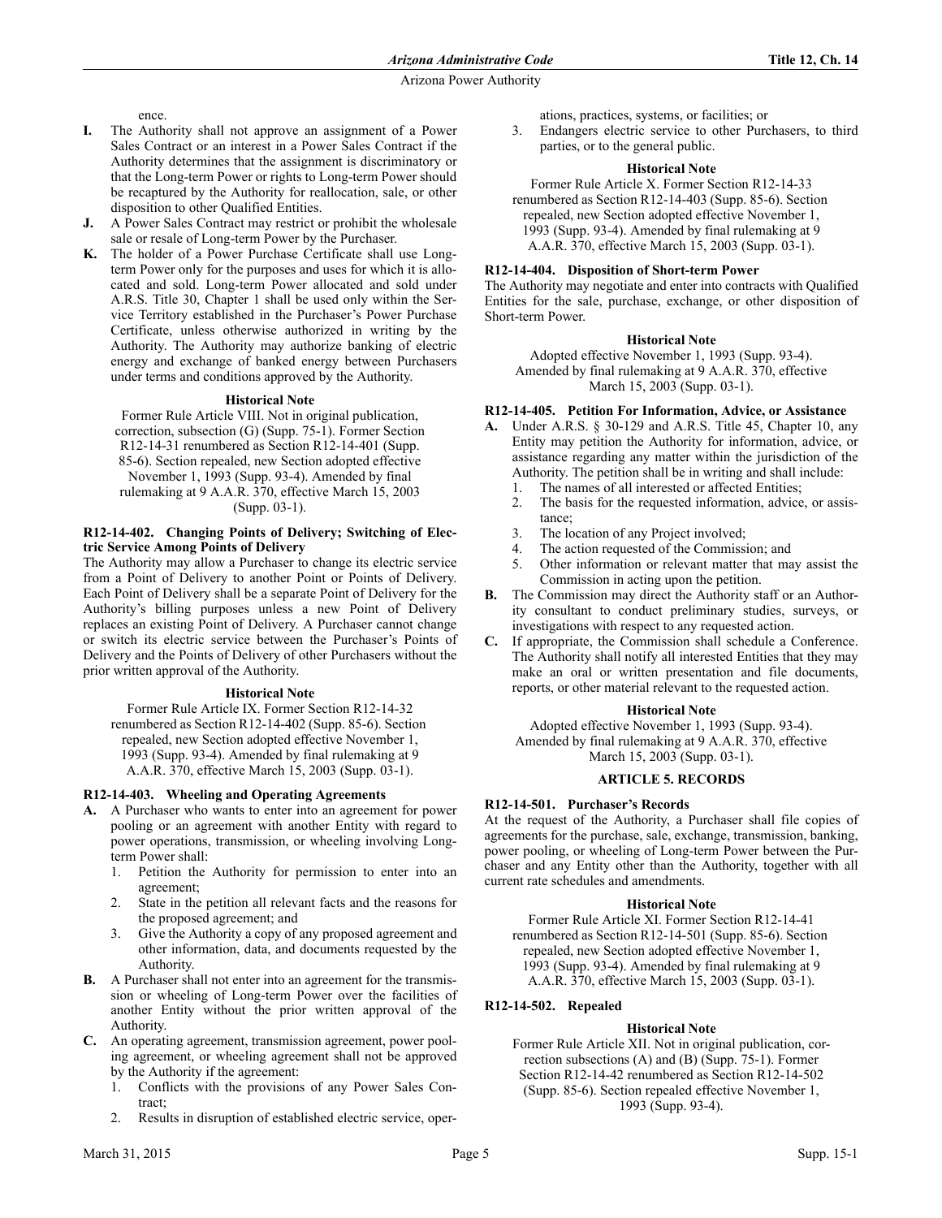ence.

**I.** The Authority shall not approve an assignment of a Power Sales Contract or an interest in a Power Sales Contract if the Authority determines that the assignment is discriminatory or that the Long-term Power or rights to Long-term Power should be recaptured by the Authority for reallocation, sale, or other disposition to other Qualified Entities.

**J.** A Power Sales Contract may restrict or prohibit the wholesale sale or resale of Long-term Power by the Purchaser.

**K.** The holder of a Power Purchase Certificate shall use Long-term Power only for the purposes and uses for which it is allocated and sold. Long-term Power allocated and sold under A.R.S. Title 30, Chapter 1 shall be used only within the Service Territory established in the Purchaser's Power Purchase Certificate, unless otherwise authorized in writing by the Authority. The Authority may authorize banking of electric energy and exchange of banked energy between Purchasers under terms and conditions approved by the Authority.

**Historical Note**

Former Rule Article VIII. Not in original publication, correction, subsection (G) (Supp. 75-1). Former Section R12-14-31 renumbered as Section R12-14-401 (Supp. 85-6). Section repealed, new Section adopted effective November 1, 1993 (Supp. 93-4). Amended by final rulemaking at 9 A.A.R. 370, effective March 15, 2003 (Supp. 03-1).

### R12-14-402. Changing Points of Delivery; Switching of Electric Service Among Points of Delivery

The Authority may allow a Purchaser to change its electric service from a Point of Delivery to another Point or Points of Delivery. Each Point of Delivery shall be a separate Point of Delivery for the Authority's billing purposes unless a new Point of Delivery replaces an existing Point of Delivery. A Purchaser cannot change or switch its electric service between the Purchaser's Points of Delivery and the Points of Delivery of other Purchasers without the prior written approval of the Authority.

**Historical Note**

Former Rule Article IX. Former Section R12-14-32 renumbered as Section R12-14-402 (Supp. 85-6). Section repealed, new Section adopted effective November 1, 1993 (Supp. 93-4). Amended by final rulemaking at 9 A.A.R. 370, effective March 15, 2003 (Supp. 03-1).

### R12-14-403. Wheeling and Operating Agreements

**A.** A Purchaser who wants to enter into an agreement for power pooling or an agreement with another Entity with regard to power operations, transmission, or wheeling involving Long-term Power shall:

1. Petition the Authority for permission to enter into an agreement;
2. State in the petition all relevant facts and the reasons for the proposed agreement; and
3. Give the Authority a copy of any proposed agreement and other information, data, and documents requested by the Authority.

**B.** A Purchaser shall not enter into an agreement for the transmission or wheeling of Long-term Power over the facilities of another Entity without the prior written approval of the Authority.

**C.** An operating agreement, transmission agreement, power pooling agreement, or wheeling agreement shall not be approved by the Authority if the agreement:

1. Conflicts with the provisions of any Power Sales Contract;
2. Results in disruption of established electric service, operations, practices, systems, or facilities; or
3. Endangers electric service to other Purchasers, to third parties, or to the general public.

**Historical Note**

Former Rule Article X. Former Section R12-14-33 renumbered as Section R12-14-403 (Supp. 85-6). Section repealed, new Section adopted effective November 1, 1993 (Supp. 93-4). Amended by final rulemaking at 9 A.A.R. 370, effective March 15, 2003 (Supp. 03-1).

### R12-14-404. Disposition of Short-term Power

The Authority may negotiate and enter into contracts with Qualified Entities for the sale, purchase, exchange, or other disposition of Short-term Power.

**Historical Note**

Adopted effective November 1, 1993 (Supp. 93-4). Amended by final rulemaking at 9 A.A.R. 370, effective March 15, 2003 (Supp. 03-1).

### R12-14-405. Petition For Information, Advice, or Assistance

**A.** Under A.R.S. § 30-129 and A.R.S. Title 45, Chapter 10, any Entity may petition the Authority for information, advice, or assistance regarding any matter within the jurisdiction of the Authority. The petition shall be in writing and shall include:

1. The names of all interested or affected Entities;
2. The basis for the requested information, advice, or assistance;
3. The location of any Project involved;
4. The action requested of the Commission; and
5. Other information or relevant matter that may assist the Commission in acting upon the petition.

**B.** The Commission may direct the Authority staff or an Authority consultant to conduct preliminary studies, surveys, or investigations with respect to any requested action.

**C.** If appropriate, the Commission shall schedule a Conference. The Authority shall notify all interested Entities that they may make an oral or written presentation and file documents, reports, or other material relevant to the requested action.

**Historical Note**

Adopted effective November 1, 1993 (Supp. 93-4). Amended by final rulemaking at 9 A.A.R. 370, effective March 15, 2003 (Supp. 03-1).

## ARTICLE 5. RECORDS

### R12-14-501. Purchaser's Records

At the request of the Authority, a Purchaser shall file copies of agreements for the purchase, sale, exchange, transmission, banking, power pooling, or wheeling of Long-term Power between the Purchaser and any Entity other than the Authority, together with all current rate schedules and amendments.

**Historical Note**

Former Rule Article XI. Former Section R12-14-41 renumbered as Section R12-14-501 (Supp. 85-6). Section repealed, new Section adopted effective November 1, 1993 (Supp. 93-4). Amended by final rulemaking at 9 A.A.R. 370, effective March 15, 2003 (Supp. 03-1).

### R12-14-502. Repealed

**Historical Note**

Former Rule Article XII. Not in original publication, correction subsections (A) and (B) (Supp. 75-1). Former Section R12-14-42 renumbered as Section R12-14-502 (Supp. 85-6). Section repealed effective November 1, 1993 (Supp. 93-4).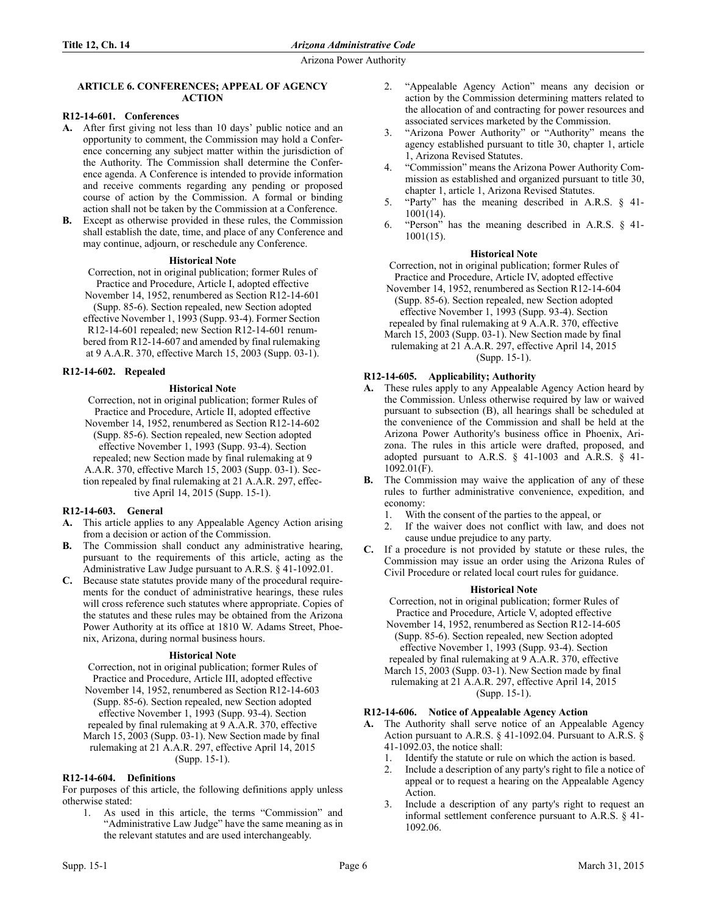### ARTICLE 6. CONFERENCES; APPEAL OF AGENCY ACTION

#### R12-14-601. Conferences

**A.** After first giving not less than 10 days' public notice and an opportunity to comment, the Commission may hold a Conference concerning any subject matter within the jurisdiction of the Authority. The Commission shall determine the Conference agenda. A Conference is intended to provide information and receive comments regarding any pending or proposed course of action by the Commission. A formal or binding action shall not be taken by the Commission at a Conference.

**B.** Except as otherwise provided in these rules, the Commission shall establish the date, time, and place of any Conference and may continue, adjourn, or reschedule any Conference.

**Historical Note**

Correction, not in original publication; former Rules of Practice and Procedure, Article I, adopted effective November 14, 1952, renumbered as Section R12-14-601 (Supp. 85-6). Section repealed, new Section adopted effective November 1, 1993 (Supp. 93-4). Former Section R12-14-601 repealed; new Section R12-14-601 renumbered from R12-14-607 and amended by final rulemaking at 9 A.A.R. 370, effective March 15, 2003 (Supp. 03-1).

#### R12-14-602. Repealed

**Historical Note**

Correction, not in original publication; former Rules of Practice and Procedure, Article II, adopted effective November 14, 1952, renumbered as Section R12-14-602 (Supp. 85-6). Section repealed, new Section adopted effective November 1, 1993 (Supp. 93-4). Section repealed; new Section made by final rulemaking at 9 A.A.R. 370, effective March 15, 2003 (Supp. 03-1). Section repealed by final rulemaking at 21 A.A.R. 297, effective April 14, 2015 (Supp. 15-1).

#### R12-14-603. General

**A.** This article applies to any Appealable Agency Action arising from a decision or action of the Commission.

**B.** The Commission shall conduct any administrative hearing, pursuant to the requirements of this article, acting as the Administrative Law Judge pursuant to A.R.S. § 41-1092.01.

**C.** Because state statutes provide many of the procedural requirements for the conduct of administrative hearings, these rules will cross reference such statutes where appropriate. Copies of the statutes and these rules may be obtained from the Arizona Power Authority at its office at 1810 W. Adams Street, Phoenix, Arizona, during normal business hours.

**Historical Note**

Correction, not in original publication; former Rules of Practice and Procedure, Article III, adopted effective November 14, 1952, renumbered as Section R12-14-603 (Supp. 85-6). Section repealed, new Section adopted effective November 1, 1993 (Supp. 93-4). Section repealed by final rulemaking at 9 A.A.R. 370, effective March 15, 2003 (Supp. 03-1). New Section made by final rulemaking at 21 A.A.R. 297, effective April 14, 2015 (Supp. 15-1).

#### R12-14-604. Definitions

For purposes of this article, the following definitions apply unless otherwise stated:

1. As used in this article, the terms "Commission" and "Administrative Law Judge" have the same meaning as in the relevant statutes and are used interchangeably.
2. "Appealable Agency Action" means any decision or action by the Commission determining matters related to the allocation of and contracting for power resources and associated services marketed by the Commission.
3. "Arizona Power Authority" or "Authority" means the agency established pursuant to title 30, chapter 1, article 1, Arizona Revised Statutes.
4. "Commission" means the Arizona Power Authority Commission as established and organized pursuant to title 30, chapter 1, article 1, Arizona Revised Statutes.
5. "Party" has the meaning described in A.R.S. § 41-1001(14).
6. "Person" has the meaning described in A.R.S. § 41-1001(15).

**Historical Note**

Correction, not in original publication; former Rules of Practice and Procedure, Article IV, adopted effective November 14, 1952, renumbered as Section R12-14-604 (Supp. 85-6). Section repealed, new Section adopted effective November 1, 1993 (Supp. 93-4). Section repealed by final rulemaking at 9 A.A.R. 370, effective March 15, 2003 (Supp. 03-1). New Section made by final rulemaking at 21 A.A.R. 297, effective April 14, 2015 (Supp. 15-1).

#### R12-14-605. Applicability; Authority

**A.** These rules apply to any Appealable Agency Action heard by the Commission. Unless otherwise required by law or waived pursuant to subsection (B), all hearings shall be scheduled at the convenience of the Commission and shall be held at the Arizona Power Authority's business office in Phoenix, Arizona. The rules in this article were drafted, proposed, and adopted pursuant to A.R.S. § 41-1003 and A.R.S. § 41-1092.01(F).

**B.** The Commission may waive the application of any of these rules to further administrative convenience, expedition, and economy:
1. With the consent of the parties to the appeal, or
2. If the waiver does not conflict with law, and does not cause undue prejudice to any party.

**C.** If a procedure is not provided by statute or these rules, the Commission may issue an order using the Arizona Rules of Civil Procedure or related local court rules for guidance.

**Historical Note**

Correction, not in original publication; former Rules of Practice and Procedure, Article V, adopted effective November 14, 1952, renumbered as Section R12-14-605 (Supp. 85-6). Section repealed, new Section adopted effective November 1, 1993 (Supp. 93-4). Section repealed by final rulemaking at 9 A.A.R. 370, effective March 15, 2003 (Supp. 03-1). New Section made by final rulemaking at 21 A.A.R. 297, effective April 14, 2015 (Supp. 15-1).

#### R12-14-606. Notice of Appealable Agency Action

**A.** The Authority shall serve notice of an Appealable Agency Action pursuant to A.R.S. § 41-1092.04. Pursuant to A.R.S. § 41-1092.03, the notice shall:
1. Identify the statute or rule on which the action is based.
2. Include a description of any party's right to file a notice of appeal or to request a hearing on the Appealable Agency Action.
3. Include a description of any party's right to request an informal settlement conference pursuant to A.R.S. § 41-1092.06.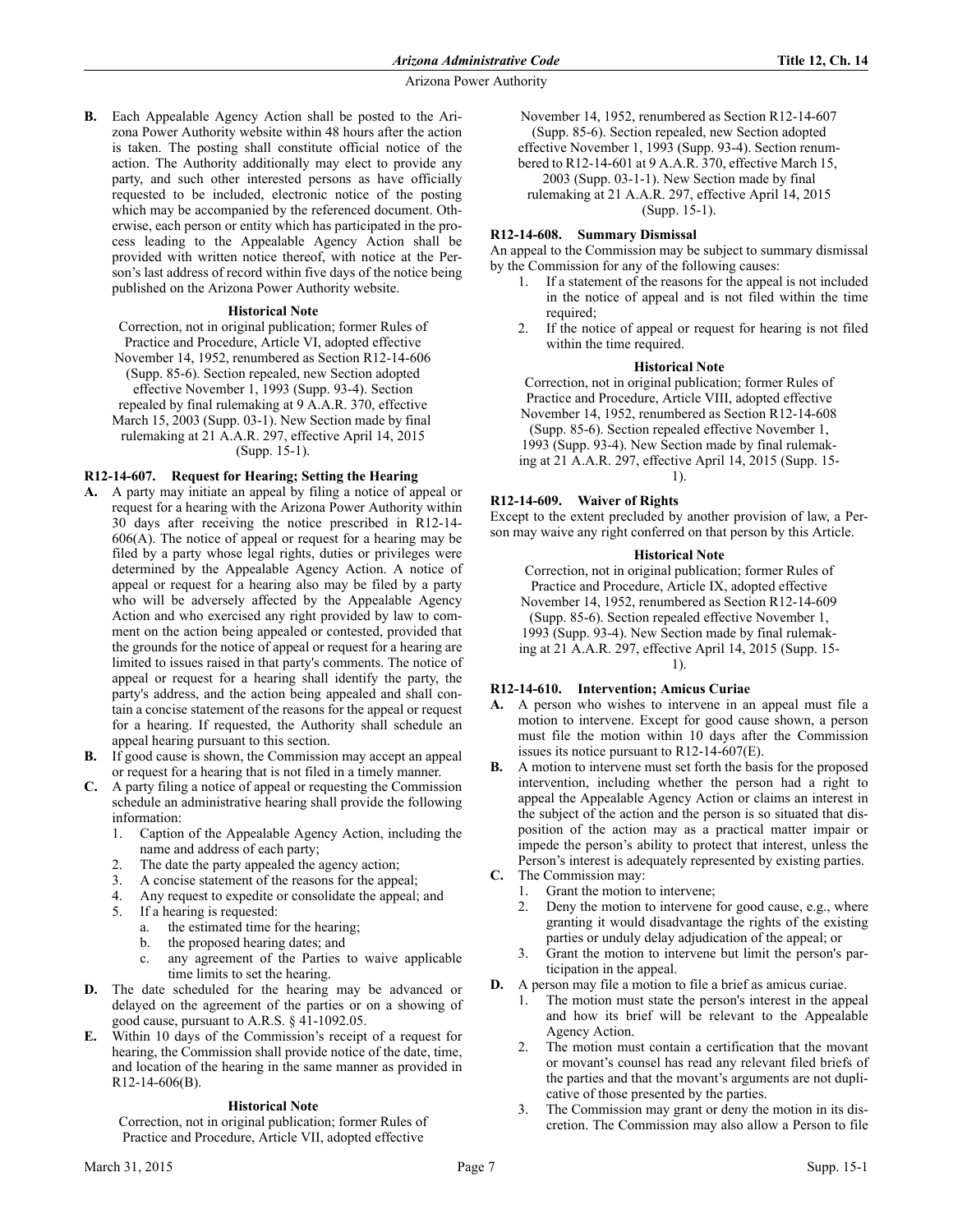**B.** Each Appealable Agency Action shall be posted to the Arizona Power Authority website within 48 hours after the action is taken. The posting shall constitute official notice of the action. The Authority additionally may elect to provide any party, and such other interested persons as have officially requested to be included, electronic notice of the posting which may be accompanied by the referenced document. Otherwise, each person or entity which has participated in the process leading to the Appealable Agency Action shall be provided with written notice thereof, with notice at the Person's last address of record within five days of the notice being published on the Arizona Power Authority website.

**Historical Note**

Correction, not in original publication; former Rules of Practice and Procedure, Article VI, adopted effective November 14, 1952, renumbered as Section R12-14-606 (Supp. 85-6). Section repealed, new Section adopted effective November 1, 1993 (Supp. 93-4). Section repealed by final rulemaking at 9 A.A.R. 370, effective March 15, 2003 (Supp. 03-1). New Section made by final rulemaking at 21 A.A.R. 297, effective April 14, 2015 (Supp. 15-1).

### R12-14-607. Request for Hearing; Setting the Hearing

**A.** A party may initiate an appeal by filing a notice of appeal or request for a hearing with the Arizona Power Authority within 30 days after receiving the notice prescribed in R12-14-606(A). The notice of appeal or request for a hearing may be filed by a party whose legal rights, duties or privileges were determined by the Appealable Agency Action. A notice of appeal or request for a hearing also may be filed by a party who will be adversely affected by the Appealable Agency Action and who exercised any right provided by law to comment on the action being appealed or contested, provided that the grounds for the notice of appeal or request for a hearing are limited to issues raised in that party's comments. The notice of appeal or request for a hearing shall identify the party, the party's address, and the action being appealed and shall contain a concise statement of the reasons for the appeal or request for a hearing. If requested, the Authority shall schedule an appeal hearing pursuant to this section.

**B.** If good cause is shown, the Commission may accept an appeal or request for a hearing that is not filed in a timely manner.

**C.** A party filing a notice of appeal or requesting the Commission schedule an administrative hearing shall provide the following information:

1. Caption of the Appealable Agency Action, including the name and address of each party;
2. The date the party appealed the agency action;
3. A concise statement of the reasons for the appeal;
4. Any request to expedite or consolidate the appeal; and
5. If a hearing is requested:
   a. the estimated time for the hearing;
   b. the proposed hearing dates; and
   c. any agreement of the Parties to waive applicable time limits to set the hearing.

**D.** The date scheduled for the hearing may be advanced or delayed on the agreement of the parties or on a showing of good cause, pursuant to A.R.S. § 41-1092.05.

**E.** Within 10 days of the Commission's receipt of a request for hearing, the Commission shall provide notice of the date, time, and location of the hearing in the same manner as provided in R12-14-606(B).

**Historical Note**

Correction, not in original publication; former Rules of Practice and Procedure, Article VII, adopted effective November 14, 1952, renumbered as Section R12-14-607 (Supp. 85-6). Section repealed, new Section adopted effective November 1, 1993 (Supp. 93-4). Section renumbered to R12-14-601 at 9 A.A.R. 370, effective March 15, 2003 (Supp. 03-1-1). New Section made by final rulemaking at 21 A.A.R. 297, effective April 14, 2015 (Supp. 15-1).

### R12-14-608. Summary Dismissal

An appeal to the Commission may be subject to summary dismissal by the Commission for any of the following causes:

1. If a statement of the reasons for the appeal is not included in the notice of appeal and is not filed within the time required;
2. If the notice of appeal or request for hearing is not filed within the time required.

**Historical Note**

Correction, not in original publication; former Rules of Practice and Procedure, Article VIII, adopted effective November 14, 1952, renumbered as Section R12-14-608 (Supp. 85-6). Section repealed effective November 1, 1993 (Supp. 93-4). New Section made by final rulemaking at 21 A.A.R. 297, effective April 14, 2015 (Supp. 15-1).

### R12-14-609. Waiver of Rights

Except to the extent precluded by another provision of law, a Person may waive any right conferred on that person by this Article.

**Historical Note**

Correction, not in original publication; former Rules of Practice and Procedure, Article IX, adopted effective November 14, 1952, renumbered as Section R12-14-609 (Supp. 85-6). Section repealed effective November 1, 1993 (Supp. 93-4). New Section made by final rulemaking at 21 A.A.R. 297, effective April 14, 2015 (Supp. 15-1).

### R12-14-610. Intervention; Amicus Curiae

**A.** A person who wishes to intervene in an appeal must file a motion to intervene. Except for good cause shown, a person must file the motion within 10 days after the Commission issues its notice pursuant to R12-14-607(E).

**B.** A motion to intervene must set forth the basis for the proposed intervention, including whether the person had a right to appeal the Appealable Agency Action or claims an interest in the subject of the action and the person is so situated that disposition of the action may as a practical matter impair or impede the person's ability to protect that interest, unless the Person's interest is adequately represented by existing parties.

**C.** The Commission may:

1. Grant the motion to intervene;
2. Deny the motion to intervene for good cause, e.g., where granting it would disadvantage the rights of the existing parties or unduly delay adjudication of the appeal; or
3. Grant the motion to intervene but limit the person's participation in the appeal.

**D.** A person may file a motion to file a brief as amicus curiae.

1. The motion must state the person's interest in the appeal and how its brief will be relevant to the Appealable Agency Action.
2. The motion must contain a certification that the movant or movant's counsel has read any relevant filed briefs of the parties and that the movant's arguments are not duplicative of those presented by the parties.
3. The Commission may grant or deny the motion in its discretion. The Commission may also allow a Person to file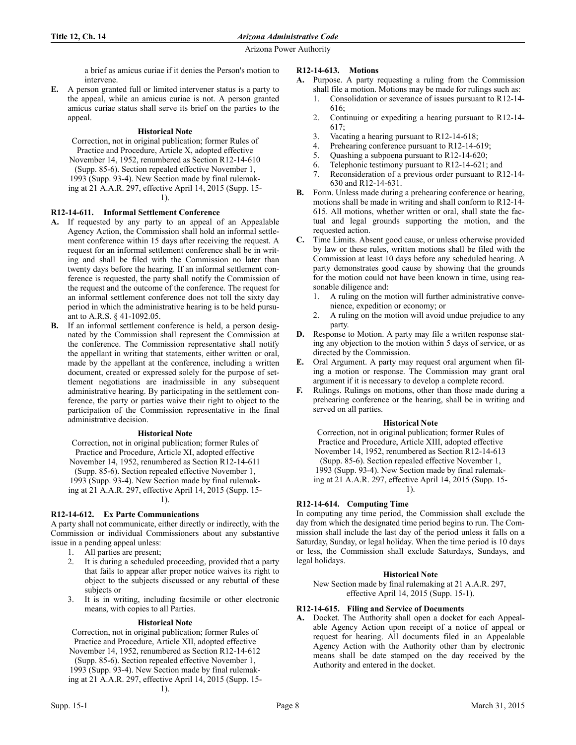a brief as amicus curiae if it denies the Person's motion to intervene.

**E.** A person granted full or limited intervener status is a party to the appeal, while an amicus curiae is not. A person granted amicus curiae status shall serve its brief on the parties to the appeal.

**Historical Note**

Correction, not in original publication; former Rules of Practice and Procedure, Article X, adopted effective November 14, 1952, renumbered as Section R12-14-610 (Supp. 85-6). Section repealed effective November 1, 1993 (Supp. 93-4). New Section made by final rulemaking at 21 A.A.R. 297, effective April 14, 2015 (Supp. 15-1).

### R12-14-611. Informal Settlement Conference

**A.** If requested by any party to an appeal of an Appealable Agency Action, the Commission shall hold an informal settlement conference within 15 days after receiving the request. A request for an informal settlement conference shall be in writing and shall be filed with the Commission no later than twenty days before the hearing. If an informal settlement conference is requested, the party shall notify the Commission of the request and the outcome of the conference. The request for an informal settlement conference does not toll the sixty day period in which the administrative hearing is to be held pursuant to A.R.S. § 41-1092.05.

**B.** If an informal settlement conference is held, a person designated by the Commission shall represent the Commission at the conference. The Commission representative shall notify the appellant in writing that statements, either written or oral, made by the appellant at the conference, including a written document, created or expressed solely for the purpose of settlement negotiations are inadmissible in any subsequent administrative hearing. By participating in the settlement conference, the party or parties waive their right to object to the participation of the Commission representative in the final administrative decision.

**Historical Note**

Correction, not in original publication; former Rules of Practice and Procedure, Article XI, adopted effective November 14, 1952, renumbered as Section R12-14-611 (Supp. 85-6). Section repealed effective November 1, 1993 (Supp. 93-4). New Section made by final rulemaking at 21 A.A.R. 297, effective April 14, 2015 (Supp. 15-1).

### R12-14-612. Ex Parte Communications

A party shall not communicate, either directly or indirectly, with the Commission or individual Commissioners about any substantive issue in a pending appeal unless:

1. All parties are present;
2. It is during a scheduled proceeding, provided that a party that fails to appear after proper notice waives its right to object to the subjects discussed or any rebuttal of these subjects or
3. It is in writing, including facsimile or other electronic means, with copies to all Parties.

**Historical Note**

Correction, not in original publication; former Rules of Practice and Procedure, Article XII, adopted effective November 14, 1952, renumbered as Section R12-14-612 (Supp. 85-6). Section repealed effective November 1, 1993 (Supp. 93-4). New Section made by final rulemaking at 21 A.A.R. 297, effective April 14, 2015 (Supp. 15-1).

### R12-14-613. Motions

**A.** Purpose. A party requesting a ruling from the Commission shall file a motion. Motions may be made for rulings such as:

1. Consolidation or severance of issues pursuant to R12-14-616;
2. Continuing or expediting a hearing pursuant to R12-14-617;
3. Vacating a hearing pursuant to R12-14-618;
4. Prehearing conference pursuant to R12-14-619;
5. Quashing a subpoena pursuant to R12-14-620;
6. Telephonic testimony pursuant to R12-14-621; and
7. Reconsideration of a previous order pursuant to R12-14-630 and R12-14-631.

**B.** Form. Unless made during a prehearing conference or hearing, motions shall be made in writing and shall conform to R12-14-615. All motions, whether written or oral, shall state the factual and legal grounds supporting the motion, and the requested action.

**C.** Time Limits. Absent good cause, or unless otherwise provided by law or these rules, written motions shall be filed with the Commission at least 10 days before any scheduled hearing. A party demonstrates good cause by showing that the grounds for the motion could not have been known in time, using reasonable diligence and:

1. A ruling on the motion will further administrative convenience, expedition or economy; or
2. A ruling on the motion will avoid undue prejudice to any party.

**D.** Response to Motion. A party may file a written response stating any objection to the motion within 5 days of service, or as directed by the Commission.

**E.** Oral Argument. A party may request oral argument when filing a motion or response. The Commission may grant oral argument if it is necessary to develop a complete record.

**F.** Rulings. Rulings on motions, other than those made during a prehearing conference or the hearing, shall be in writing and served on all parties.

**Historical Note**

Correction, not in original publication; former Rules of Practice and Procedure, Article XIII, adopted effective November 14, 1952, renumbered as Section R12-14-613 (Supp. 85-6). Section repealed effective November 1, 1993 (Supp. 93-4). New Section made by final rulemaking at 21 A.A.R. 297, effective April 14, 2015 (Supp. 15-1).

### R12-14-614. Computing Time

In computing any time period, the Commission shall exclude the day from which the designated time period begins to run. The Commission shall include the last day of the period unless it falls on a Saturday, Sunday, or legal holiday. When the time period is 10 days or less, the Commission shall exclude Saturdays, Sundays, and legal holidays.

**Historical Note**

New Section made by final rulemaking at 21 A.A.R. 297, effective April 14, 2015 (Supp. 15-1).

### R12-14-615. Filing and Service of Documents

**A.** Docket. The Authority shall open a docket for each Appealable Agency Action upon receipt of a notice of appeal or request for hearing. All documents filed in an Appealable Agency Action with the Authority other than by electronic means shall be date stamped on the day received by the Authority and entered in the docket.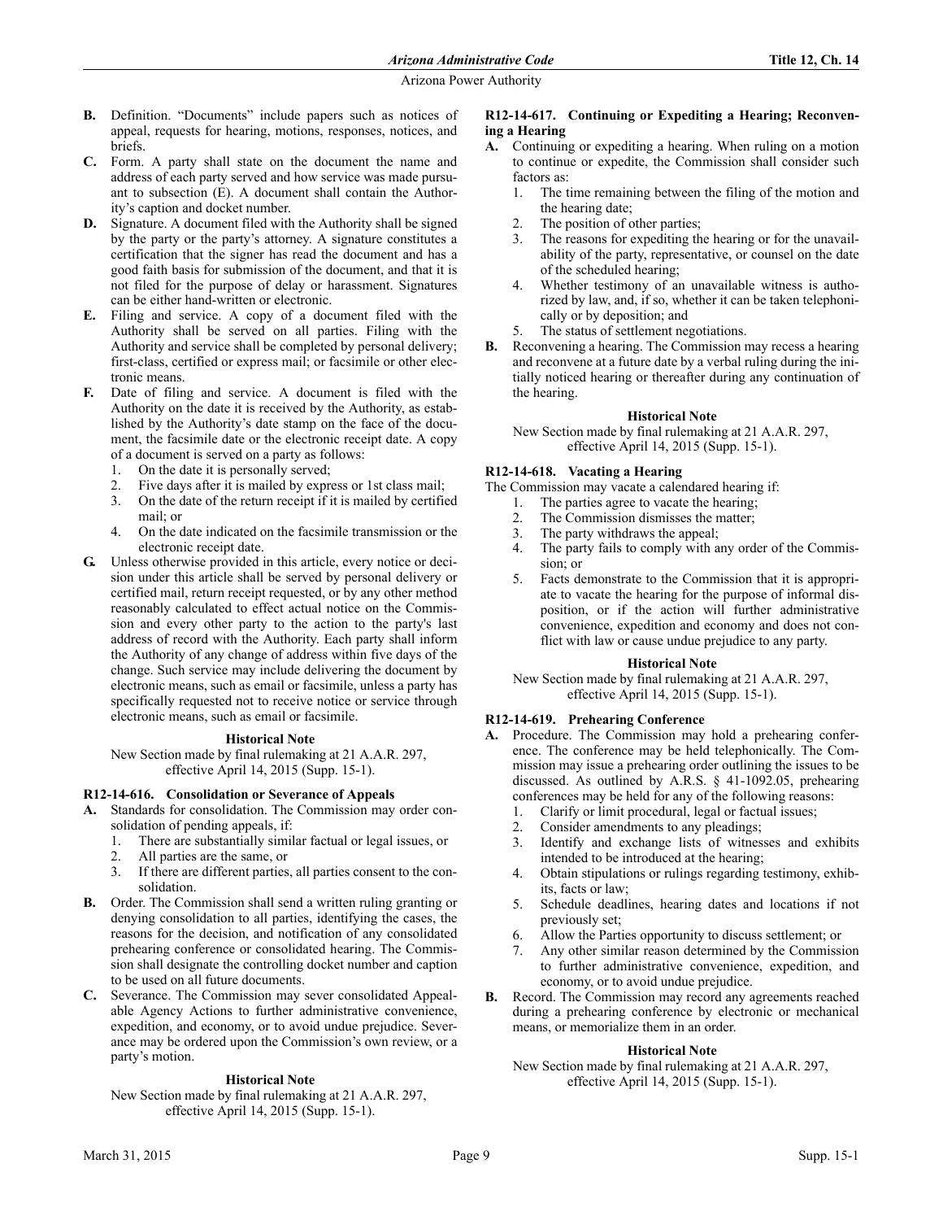**B.** Definition. "Documents" include papers such as notices of appeal, requests for hearing, motions, responses, notices, and briefs.

**C.** Form. A party shall state on the document the name and address of each party served and how service was made pursuant to subsection (E). A document shall contain the Authority's caption and docket number.

**D.** Signature. A document filed with the Authority shall be signed by the party or the party's attorney. A signature constitutes a certification that the signer has read the document and has a good faith basis for submission of the document, and that it is not filed for the purpose of delay or harassment. Signatures can be either hand-written or electronic.

**E.** Filing and service. A copy of a document filed with the Authority shall be served on all parties. Filing with the Authority and service shall be completed by personal delivery; first-class, certified or express mail; or facsimile or other electronic means.

**F.** Date of filing and service. A document is filed with the Authority on the date it is received by the Authority, as established by the Authority's date stamp on the face of the document, the facsimile date or the electronic receipt date. A copy of a document is served on a party as follows:

1. On the date it is personally served;
2. Five days after it is mailed by express or 1st class mail;
3. On the date of the return receipt if it is mailed by certified mail; or
4. On the date indicated on the facsimile transmission or the electronic receipt date.

**G.** Unless otherwise provided in this article, every notice or decision under this article shall be served by personal delivery or certified mail, return receipt requested, or by any other method reasonably calculated to effect actual notice on the Commission and every other party to the action to the party's last address of record with the Authority. Each party shall inform the Authority of any change of address within five days of the change. Such service may include delivering the document by electronic means, such as email or facsimile, unless a party has specifically requested not to receive notice or service through electronic means, such as email or facsimile.

**Historical Note**

New Section made by final rulemaking at 21 A.A.R. 297, effective April 14, 2015 (Supp. 15-1).

### R12-14-616. Consolidation or Severance of Appeals

**A.** Standards for consolidation. The Commission may order consolidation of pending appeals, if:

1. There are substantially similar factual or legal issues, or
2. All parties are the same, or
3. If there are different parties, all parties consent to the consolidation.

**B.** Order. The Commission shall send a written ruling granting or denying consolidation to all parties, identifying the cases, the reasons for the decision, and notification of any consolidated prehearing conference or consolidated hearing. The Commission shall designate the controlling docket number and caption to be used on all future documents.

**C.** Severance. The Commission may sever consolidated Appealable Agency Actions to further administrative convenience, expedition, and economy, or to avoid undue prejudice. Severance may be ordered upon the Commission's own review, or a party's motion.

**Historical Note**

New Section made by final rulemaking at 21 A.A.R. 297, effective April 14, 2015 (Supp. 15-1).

### R12-14-617. Continuing or Expediting a Hearing; Reconvening a Hearing

**A.** Continuing or expediting a hearing. When ruling on a motion to continue or expedite, the Commission shall consider such factors as:

1. The time remaining between the filing of the motion and the hearing date;
2. The position of other parties;
3. The reasons for expediting the hearing or for the unavailability of the party, representative, or counsel on the date of the scheduled hearing;
4. Whether testimony of an unavailable witness is authorized by law, and, if so, whether it can be taken telephonically or by deposition; and
5. The status of settlement negotiations.

**B.** Reconvening a hearing. The Commission may recess a hearing and reconvene at a future date by a verbal ruling during the initially noticed hearing or thereafter during any continuation of the hearing.

**Historical Note**

New Section made by final rulemaking at 21 A.A.R. 297, effective April 14, 2015 (Supp. 15-1).

### R12-14-618. Vacating a Hearing

The Commission may vacate a calendared hearing if:

1. The parties agree to vacate the hearing;
2. The Commission dismisses the matter;
3. The party withdraws the appeal;
4. The party fails to comply with any order of the Commission; or
5. Facts demonstrate to the Commission that it is appropriate to vacate the hearing for the purpose of informal disposition, or if the action will further administrative convenience, expedition and economy and does not conflict with law or cause undue prejudice to any party.

**Historical Note**

New Section made by final rulemaking at 21 A.A.R. 297, effective April 14, 2015 (Supp. 15-1).

### R12-14-619. Prehearing Conference

**A.** Procedure. The Commission may hold a prehearing conference. The conference may be held telephonically. The Commission may issue a prehearing order outlining the issues to be discussed. As outlined by A.R.S. § 41-1092.05, prehearing conferences may be held for any of the following reasons:

1. Clarify or limit procedural, legal or factual issues;
2. Consider amendments to any pleadings;
3. Identify and exchange lists of witnesses and exhibits intended to be introduced at the hearing;
4. Obtain stipulations or rulings regarding testimony, exhibits, facts or law;
5. Schedule deadlines, hearing dates and locations if not previously set;
6. Allow the Parties opportunity to discuss settlement; or
7. Any other similar reason determined by the Commission to further administrative convenience, expedition, and economy, or to avoid undue prejudice.

**B.** Record. The Commission may record any agreements reached during a prehearing conference by electronic or mechanical means, or memorialize them in an order.

**Historical Note**

New Section made by final rulemaking at 21 A.A.R. 297, effective April 14, 2015 (Supp. 15-1).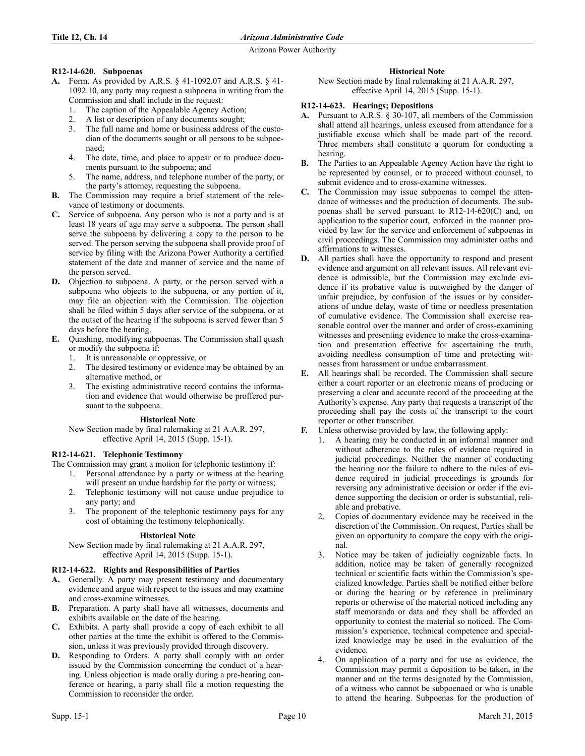### R12-14-620. Subpoenas

**A.** Form. As provided by A.R.S. § 41-1092.07 and A.R.S. § 41-1092.10, any party may request a subpoena in writing from the Commission and shall include in the request:

1. The caption of the Appealable Agency Action;
2. A list or description of any documents sought;
3. The full name and home or business address of the custodian of the documents sought or all persons to be subpoenaed;
4. The date, time, and place to appear or to produce documents pursuant to the subpoena; and
5. The name, address, and telephone number of the party, or the party's attorney, requesting the subpoena.

**B.** The Commission may require a brief statement of the relevance of testimony or documents.

**C.** Service of subpoena. Any person who is not a party and is at least 18 years of age may serve a subpoena. The person shall serve the subpoena by delivering a copy to the person to be served. The person serving the subpoena shall provide proof of service by filing with the Arizona Power Authority a certified statement of the date and manner of service and the name of the person served.

**D.** Objection to subpoena. A party, or the person served with a subpoena who objects to the subpoena, or any portion of it, may file an objection with the Commission. The objection shall be filed within 5 days after service of the subpoena, or at the outset of the hearing if the subpoena is served fewer than 5 days before the hearing.

**E.** Quashing, modifying subpoenas. The Commission shall quash or modify the subpoena if:

1. It is unreasonable or oppressive, or
2. The desired testimony or evidence may be obtained by an alternative method, or
3. The existing administrative record contains the information and evidence that would otherwise be proffered pursuant to the subpoena.

**Historical Note**

New Section made by final rulemaking at 21 A.A.R. 297, effective April 14, 2015 (Supp. 15-1).

### R12-14-621. Telephonic Testimony

The Commission may grant a motion for telephonic testimony if:

1. Personal attendance by a party or witness at the hearing will present an undue hardship for the party or witness;
2. Telephonic testimony will not cause undue prejudice to any party; and
3. The proponent of the telephonic testimony pays for any cost of obtaining the testimony telephonically.

**Historical Note**

New Section made by final rulemaking at 21 A.A.R. 297, effective April 14, 2015 (Supp. 15-1).

### R12-14-622. Rights and Responsibilities of Parties

**A.** Generally. A party may present testimony and documentary evidence and argue with respect to the issues and may examine and cross-examine witnesses.

**B.** Preparation. A party shall have all witnesses, documents and exhibits available on the date of the hearing.

**C.** Exhibits. A party shall provide a copy of each exhibit to all other parties at the time the exhibit is offered to the Commission, unless it was previously provided through discovery.

**D.** Responding to Orders. A party shall comply with an order issued by the Commission concerning the conduct of a hearing. Unless objection is made orally during a pre-hearing conference or hearing, a party shall file a motion requesting the Commission to reconsider the order.

**Historical Note**

New Section made by final rulemaking at 21 A.A.R. 297, effective April 14, 2015 (Supp. 15-1).

### R12-14-623. Hearings; Depositions

**A.** Pursuant to A.R.S. § 30-107, all members of the Commission shall attend all hearings, unless excused from attendance for a justifiable excuse which shall be made part of the record. Three members shall constitute a quorum for conducting a hearing.

**B.** The Parties to an Appealable Agency Action have the right to be represented by counsel, or to proceed without counsel, to submit evidence and to cross-examine witnesses.

**C.** The Commission may issue subpoenas to compel the attendance of witnesses and the production of documents. The subpoenas shall be served pursuant to R12-14-620(C) and, on application to the superior court, enforced in the manner provided by law for the service and enforcement of subpoenas in civil proceedings. The Commission may administer oaths and affirmations to witnesses.

**D.** All parties shall have the opportunity to respond and present evidence and argument on all relevant issues. All relevant evidence is admissible, but the Commission may exclude evidence if its probative value is outweighed by the danger of unfair prejudice, by confusion of the issues or by considerations of undue delay, waste of time or needless presentation of cumulative evidence. The Commission shall exercise reasonable control over the manner and order of cross-examining witnesses and presenting evidence to make the cross-examination and presentation effective for ascertaining the truth, avoiding needless consumption of time and protecting witnesses from harassment or undue embarrassment.

**E.** All hearings shall be recorded. The Commission shall secure either a court reporter or an electronic means of producing or preserving a clear and accurate record of the proceeding at the Authority's expense. Any party that requests a transcript of the proceeding shall pay the costs of the transcript to the court reporter or other transcriber.

**F.** Unless otherwise provided by law, the following apply:

1. A hearing may be conducted in an informal manner and without adherence to the rules of evidence required in judicial proceedings. Neither the manner of conducting the hearing nor the failure to adhere to the rules of evidence required in judicial proceedings is grounds for reversing any administrative decision or order if the evidence supporting the decision or order is substantial, reliable and probative.
2. Copies of documentary evidence may be received in the discretion of the Commission. On request, Parties shall be given an opportunity to compare the copy with the original.
3. Notice may be taken of judicially cognizable facts. In addition, notice may be taken of generally recognized technical or scientific facts within the Commission's specialized knowledge. Parties shall be notified either before or during the hearing or by reference in preliminary reports or otherwise of the material noticed including any staff memoranda or data and they shall be afforded an opportunity to contest the material so noticed. The Commission's experience, technical competence and specialized knowledge may be used in the evaluation of the evidence.
4. On application of a party and for use as evidence, the Commission may permit a deposition to be taken, in the manner and on the terms designated by the Commission, of a witness who cannot be subpoenaed or who is unable to attend the hearing. Subpoenas for the production of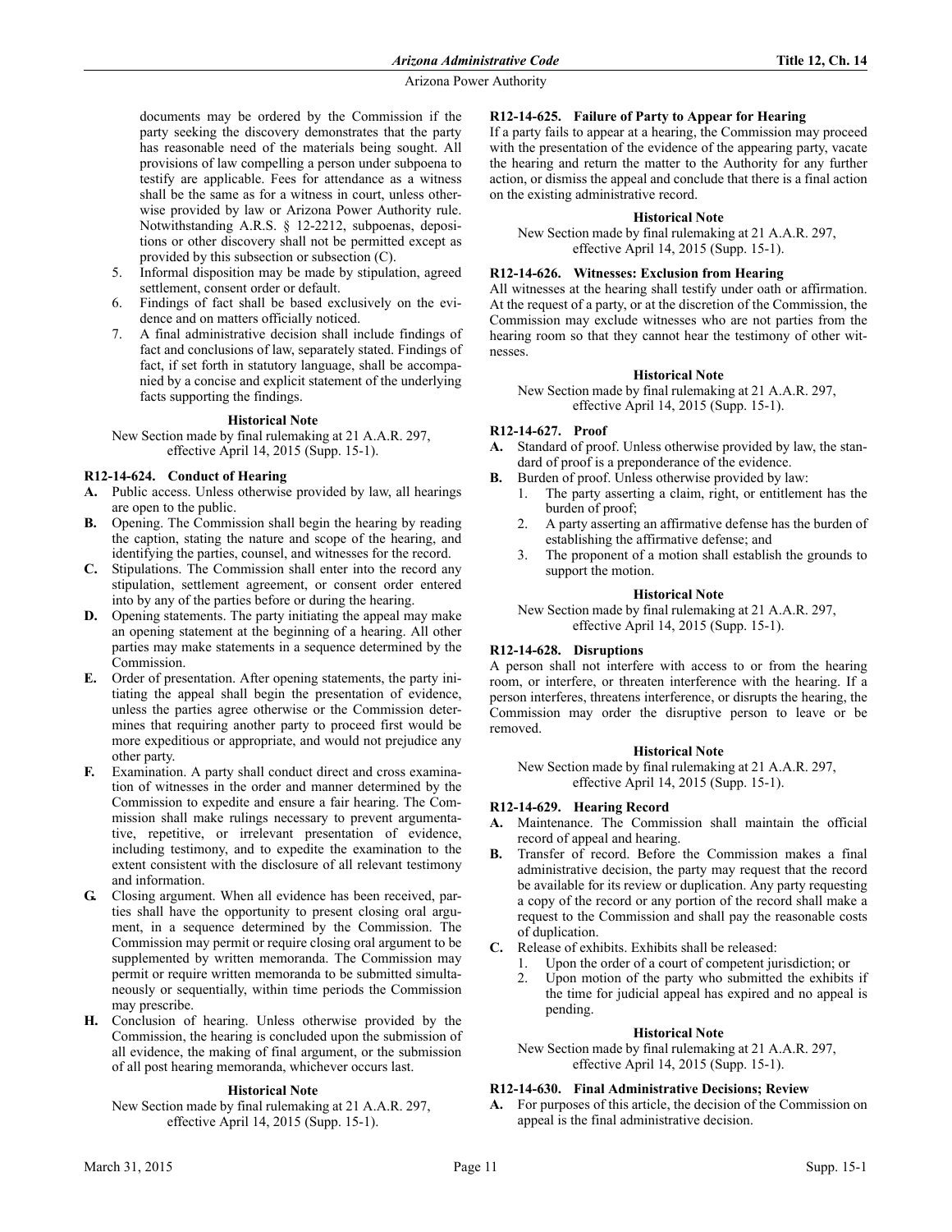documents may be ordered by the Commission if the party seeking the discovery demonstrates that the party has reasonable need of the materials being sought. All provisions of law compelling a person under subpoena to testify are applicable. Fees for attendance as a witness shall be the same as for a witness in court, unless otherwise provided by law or Arizona Power Authority rule. Notwithstanding A.R.S. § 12-2212, subpoenas, depositions or other discovery shall not be permitted except as provided by this subsection or subsection (C).

5. Informal disposition may be made by stipulation, agreed settlement, consent order or default.
6. Findings of fact shall be based exclusively on the evidence and on matters officially noticed.
7. A final administrative decision shall include findings of fact and conclusions of law, separately stated. Findings of fact, if set forth in statutory language, shall be accompanied by a concise and explicit statement of the underlying facts supporting the findings.

**Historical Note**

New Section made by final rulemaking at 21 A.A.R. 297, effective April 14, 2015 (Supp. 15-1).

### R12-14-624. Conduct of Hearing

**A.** Public access. Unless otherwise provided by law, all hearings are open to the public.

**B.** Opening. The Commission shall begin the hearing by reading the caption, stating the nature and scope of the hearing, and identifying the parties, counsel, and witnesses for the record.

**C.** Stipulations. The Commission shall enter into the record any stipulation, settlement agreement, or consent order entered into by any of the parties before or during the hearing.

**D.** Opening statements. The party initiating the appeal may make an opening statement at the beginning of a hearing. All other parties may make statements in a sequence determined by the Commission.

**E.** Order of presentation. After opening statements, the party initiating the appeal shall begin the presentation of evidence, unless the parties agree otherwise or the Commission determines that requiring another party to proceed first would be more expeditious or appropriate, and would not prejudice any other party.

**F.** Examination. A party shall conduct direct and cross examination of witnesses in the order and manner determined by the Commission to expedite and ensure a fair hearing. The Commission shall make rulings necessary to prevent argumentative, repetitive, or irrelevant presentation of evidence, including testimony, and to expedite the examination to the extent consistent with the disclosure of all relevant testimony and information.

**G.** Closing argument. When all evidence has been received, parties shall have the opportunity to present closing oral argument, in a sequence determined by the Commission. The Commission may permit or require closing oral argument to be supplemented by written memoranda. The Commission may permit or require written memoranda to be submitted simultaneously or sequentially, within time periods the Commission may prescribe.

**H.** Conclusion of hearing. Unless otherwise provided by the Commission, the hearing is concluded upon the submission of all evidence, the making of final argument, or the submission of all post hearing memoranda, whichever occurs last.

**Historical Note**

New Section made by final rulemaking at 21 A.A.R. 297, effective April 14, 2015 (Supp. 15-1).

### R12-14-625. Failure of Party to Appear for Hearing

If a party fails to appear at a hearing, the Commission may proceed with the presentation of the evidence of the appearing party, vacate the hearing and return the matter to the Authority for any further action, or dismiss the appeal and conclude that there is a final action on the existing administrative record.

**Historical Note**

New Section made by final rulemaking at 21 A.A.R. 297, effective April 14, 2015 (Supp. 15-1).

### R12-14-626. Witnesses: Exclusion from Hearing

All witnesses at the hearing shall testify under oath or affirmation. At the request of a party, or at the discretion of the Commission, the Commission may exclude witnesses who are not parties from the hearing room so that they cannot hear the testimony of other witnesses.

**Historical Note**

New Section made by final rulemaking at 21 A.A.R. 297, effective April 14, 2015 (Supp. 15-1).

### R12-14-627. Proof

**A.** Standard of proof. Unless otherwise provided by law, the standard of proof is a preponderance of the evidence.

**B.** Burden of proof. Unless otherwise provided by law:

1. The party asserting a claim, right, or entitlement has the burden of proof;
2. A party asserting an affirmative defense has the burden of establishing the affirmative defense; and
3. The proponent of a motion shall establish the grounds to support the motion.

**Historical Note**

New Section made by final rulemaking at 21 A.A.R. 297, effective April 14, 2015 (Supp. 15-1).

### R12-14-628. Disruptions

A person shall not interfere with access to or from the hearing room, or interfere, or threaten interference with the hearing. If a person interferes, threatens interference, or disrupts the hearing, the Commission may order the disruptive person to leave or be removed.

**Historical Note**

New Section made by final rulemaking at 21 A.A.R. 297, effective April 14, 2015 (Supp. 15-1).

### R12-14-629. Hearing Record

**A.** Maintenance. The Commission shall maintain the official record of appeal and hearing.

**B.** Transfer of record. Before the Commission makes a final administrative decision, the party may request that the record be available for its review or duplication. Any party requesting a copy of the record or any portion of the record shall make a request to the Commission and shall pay the reasonable costs of duplication.

**C.** Release of exhibits. Exhibits shall be released:

1. Upon the order of a court of competent jurisdiction; or
2. Upon motion of the party who submitted the exhibits if the time for judicial appeal has expired and no appeal is pending.

**Historical Note**

New Section made by final rulemaking at 21 A.A.R. 297, effective April 14, 2015 (Supp. 15-1).

### R12-14-630. Final Administrative Decisions; Review

**A.** For purposes of this article, the decision of the Commission on appeal is the final administrative decision.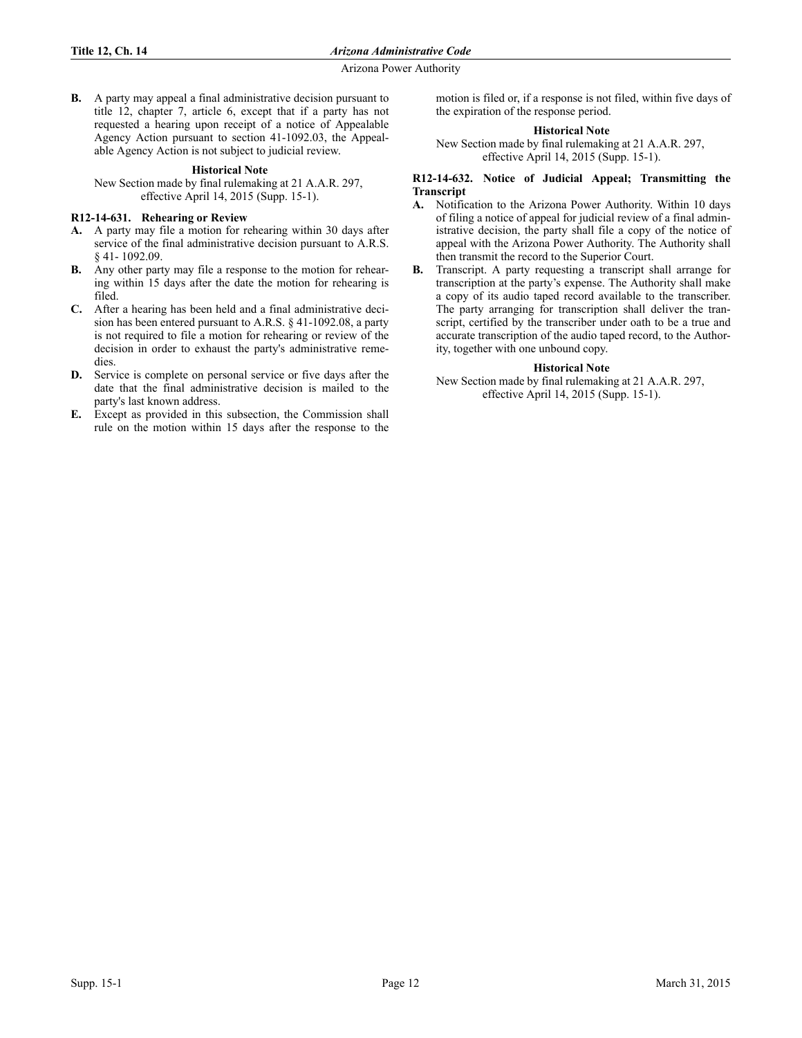**B.** A party may appeal a final administrative decision pursuant to title 12, chapter 7, article 6, except that if a party has not requested a hearing upon receipt of a notice of Appealable Agency Action pursuant to section 41-1092.03, the Appealable Agency Action is not subject to judicial review.

**Historical Note**

New Section made by final rulemaking at 21 A.A.R. 297, effective April 14, 2015 (Supp. 15-1).

### R12-14-631. Rehearing or Review

**A.** A party may file a motion for rehearing within 30 days after service of the final administrative decision pursuant to A.R.S. § 41- 1092.09.

**B.** Any other party may file a response to the motion for rehearing within 15 days after the date the motion for rehearing is filed.

**C.** After a hearing has been held and a final administrative decision has been entered pursuant to A.R.S. § 41-1092.08, a party is not required to file a motion for rehearing or review of the decision in order to exhaust the party's administrative remedies.

**D.** Service is complete on personal service or five days after the date that the final administrative decision is mailed to the party's last known address.

**E.** Except as provided in this subsection, the Commission shall rule on the motion within 15 days after the response to the motion is filed or, if a response is not filed, within five days of the expiration of the response period.

**Historical Note**

New Section made by final rulemaking at 21 A.A.R. 297, effective April 14, 2015 (Supp. 15-1).

### R12-14-632. Notice of Judicial Appeal; Transmitting the Transcript

**A.** Notification to the Arizona Power Authority. Within 10 days of filing a notice of appeal for judicial review of a final administrative decision, the party shall file a copy of the notice of appeal with the Arizona Power Authority. The Authority shall then transmit the record to the Superior Court.

**B.** Transcript. A party requesting a transcript shall arrange for transcription at the party's expense. The Authority shall make a copy of its audio taped record available to the transcriber. The party arranging for transcription shall deliver the transcript, certified by the transcriber under oath to be a true and accurate transcription of the audio taped record, to the Authority, together with one unbound copy.

**Historical Note**

New Section made by final rulemaking at 21 A.A.R. 297, effective April 14, 2015 (Supp. 15-1).